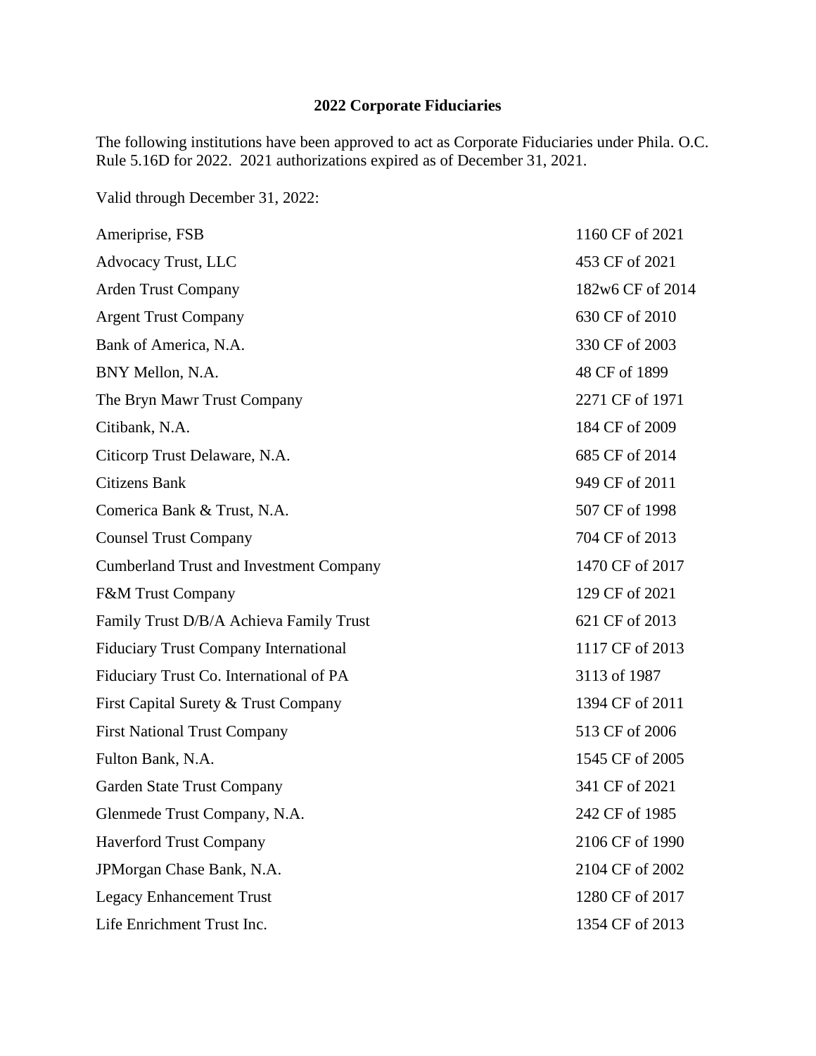**2022 Corporate Fiduciaries**

The following institutions have been approved to act as Corporate Fiduciaries under Phila. O.C. Rule 5.16D for 2022. 2021 authorizations expired as of December 31, 2021.

Valid through December 31, 2022:

| | |
|---|---|
| Ameriprise, FSB | 1160 CF of 2021 |
| Advocacy Trust, LLC | 453 CF of 2021 |
| Arden Trust Company | 182w6 CF of 2014 |
| Argent Trust Company | 630 CF of 2010 |
| Bank of America, N.A. | 330 CF of 2003 |
| BNY Mellon, N.A. | 48 CF of 1899 |
| The Bryn Mawr Trust Company | 2271 CF of 1971 |
| Citibank, N.A. | 184 CF of 2009 |
| Citicorp Trust Delaware, N.A. | 685 CF of 2014 |
| Citizens Bank | 949 CF of 2011 |
| Comerica Bank & Trust, N.A. | 507 CF of 1998 |
| Counsel Trust Company | 704 CF of 2013 |
| Cumberland Trust and Investment Company | 1470 CF of 2017 |
| F&M Trust Company | 129 CF of 2021 |
| Family Trust D/B/A Achieva Family Trust | 621 CF of 2013 |
| Fiduciary Trust Company International | 1117 CF of 2013 |
| Fiduciary Trust Co. International of PA | 3113 of 1987 |
| First Capital Surety & Trust Company | 1394 CF of 2011 |
| First National Trust Company | 513 CF of 2006 |
| Fulton Bank, N.A. | 1545 CF of 2005 |
| Garden State Trust Company | 341 CF of 2021 |
| Glenmede Trust Company, N.A. | 242 CF of 1985 |
| Haverford Trust Company | 2106 CF of 1990 |
| JPMorgan Chase Bank, N.A. | 2104 CF of 2002 |
| Legacy Enhancement Trust | 1280 CF of 2017 |
| Life Enrichment Trust Inc. | 1354 CF of 2013 |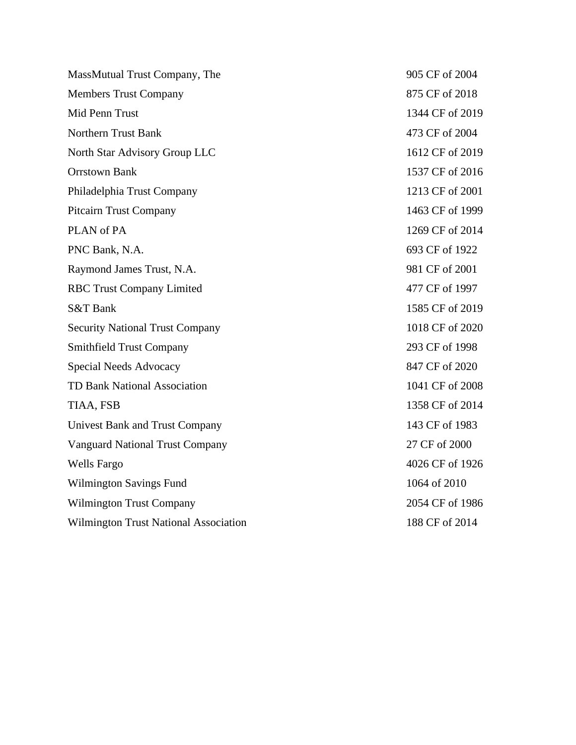| | |
|---|---|
| MassMutual Trust Company, The | 905 CF of 2004 |
| Members Trust Company | 875 CF of 2018 |
| Mid Penn Trust | 1344 CF of 2019 |
| Northern Trust Bank | 473 CF of 2004 |
| North Star Advisory Group LLC | 1612 CF of 2019 |
| Orrstown Bank | 1537 CF of 2016 |
| Philadelphia Trust Company | 1213 CF of 2001 |
| Pitcairn Trust Company | 1463 CF of 1999 |
| PLAN of PA | 1269 CF of 2014 |
| PNC Bank, N.A. | 693 CF of 1922 |
| Raymond James Trust, N.A. | 981 CF of 2001 |
| RBC Trust Company Limited | 477 CF of 1997 |
| S&T Bank | 1585 CF of 2019 |
| Security National Trust Company | 1018 CF of 2020 |
| Smithfield Trust Company | 293 CF of 1998 |
| Special Needs Advocacy | 847 CF of 2020 |
| TD Bank National Association | 1041 CF of 2008 |
| TIAA, FSB | 1358 CF of 2014 |
| Univest Bank and Trust Company | 143 CF of 1983 |
| Vanguard National Trust Company | 27 CF of 2000 |
| Wells Fargo | 4026 CF of 1926 |
| Wilmington Savings Fund | 1064 of 2010 |
| Wilmington Trust Company | 2054 CF of 1986 |
| Wilmington Trust National Association | 188 CF of 2014 |